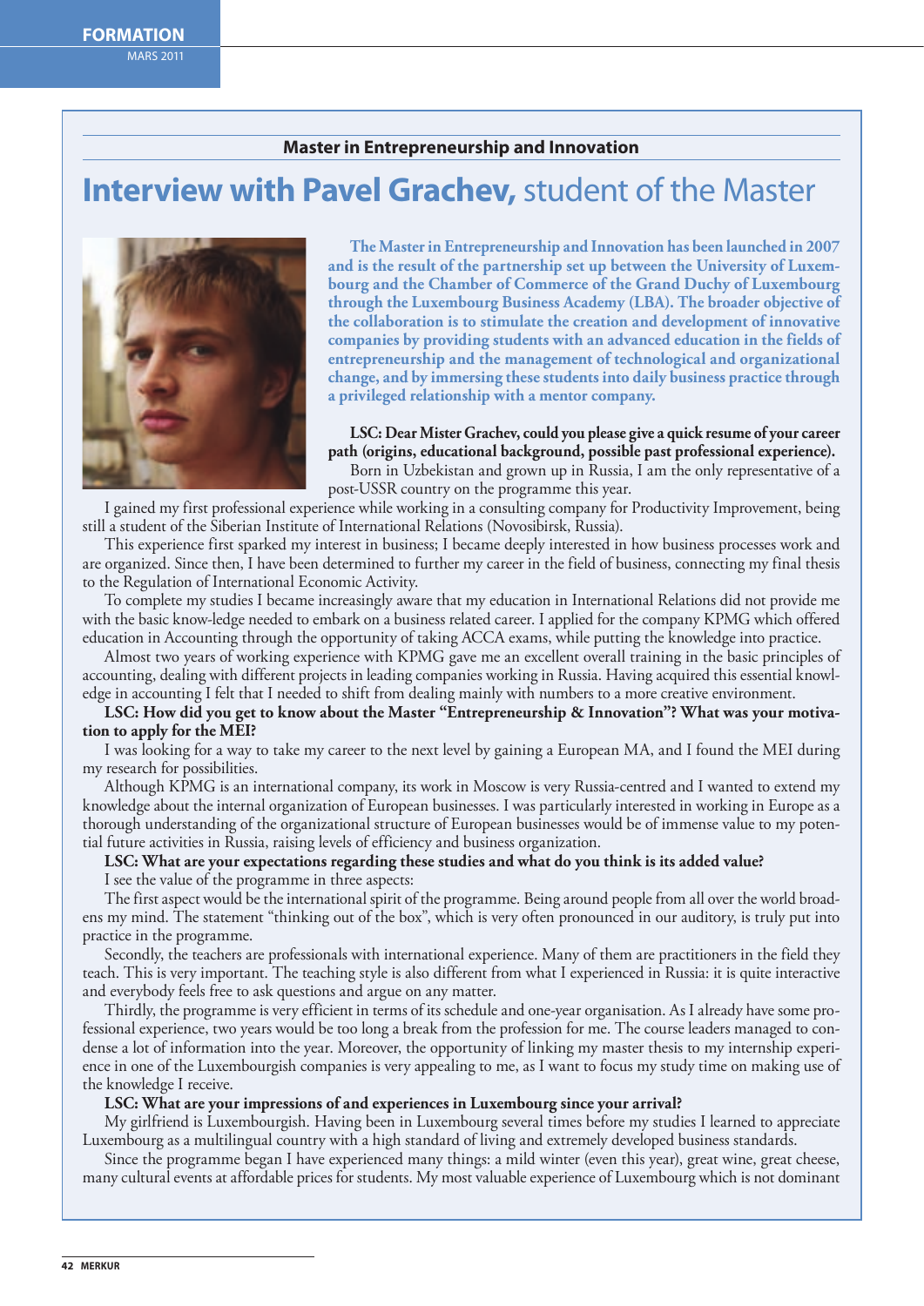**Master in Entrepreneurship and Innovation**

# Interview with Pavel Grachev, student of the Master

**The Master in Entrepreneurship and Innovation has been launched in 2007 and is the result of the partnership set up between the University of Luxembourg and the Chamber of Commerce of the Grand Duchy of Luxembourg through the Luxembourg Business Academy (LBA). The broader objective of the collaboration is to stimulate the creation and development of innovative companies by providing students with an advanced education in the fields of entrepreneurship and the management of technological and organizational change, and by immersing these students into daily business practice through a privileged relationship with a mentor company.**

**LSC: Dear Mister Grachev, could you please give a quick resume of your career path (origins, educational background, possible past professional experience).**

Born in Uzbekistan and grown up in Russia, I am the only representative of a post-USSR country on the programme this year.

I gained my first professional experience while working in a consulting company for Productivity Improvement, being still a student of the Siberian Institute of International Relations (Novosibirsk, Russia).

This experience first sparked my interest in business; I became deeply interested in how business processes work and are organized. Since then, I have been determined to further my career in the field of business, connecting my final thesis to the Regulation of International Economic Activity.

To complete my studies I became increasingly aware that my education in International Relations did not provide me with the basic know-ledge needed to embark on a business related career. I applied for the company KPMG which offered education in Accounting through the opportunity of taking ACCA exams, while putting the knowledge into practice.

Almost two years of working experience with KPMG gave me an excellent overall training in the basic principles of accounting, dealing with different projects in leading companies working in Russia. Having acquired this essential knowledge in accounting I felt that I needed to shift from dealing mainly with numbers to a more creative environment.

**LSC: How did you get to know about the Master "Entrepreneurship & Innovation"? What was your motivation to apply for the MEI?**

I was looking for a way to take my career to the next level by gaining a European MA, and I found the MEI during my research for possibilities.

Although KPMG is an international company, its work in Moscow is very Russia-centred and I wanted to extend my knowledge about the internal organization of European businesses. I was particularly interested in working in Europe as a thorough understanding of the organizational structure of European businesses would be of immense value to my potential future activities in Russia, raising levels of efficiency and business organization.

**LSC: What are your expectations regarding these studies and what do you think is its added value?**

I see the value of the programme in three aspects:

The first aspect would be the international spirit of the programme. Being around people from all over the world broadens my mind. The statement "thinking out of the box", which is very often pronounced in our auditory, is truly put into practice in the programme.

Secondly, the teachers are professionals with international experience. Many of them are practitioners in the field they teach. This is very important. The teaching style is also different from what I experienced in Russia: it is quite interactive and everybody feels free to ask questions and argue on any matter.

Thirdly, the programme is very efficient in terms of its schedule and one-year organisation. As I already have some professional experience, two years would be too long a break from the profession for me. The course leaders managed to condense a lot of information into the year. Moreover, the opportunity of linking my master thesis to my internship experience in one of the Luxembourgish companies is very appealing to me, as I want to focus my study time on making use of the knowledge I receive.

**LSC: What are your impressions of and experiences in Luxembourg since your arrival?**

My girlfriend is Luxembourgish. Having been in Luxembourg several times before my studies I learned to appreciate Luxembourg as a multilingual country with a high standard of living and extremely developed business standards.

Since the programme began I have experienced many things: a mild winter (even this year), great wine, great cheese, many cultural events at affordable prices for students. My most valuable experience of Luxembourg which is not dominant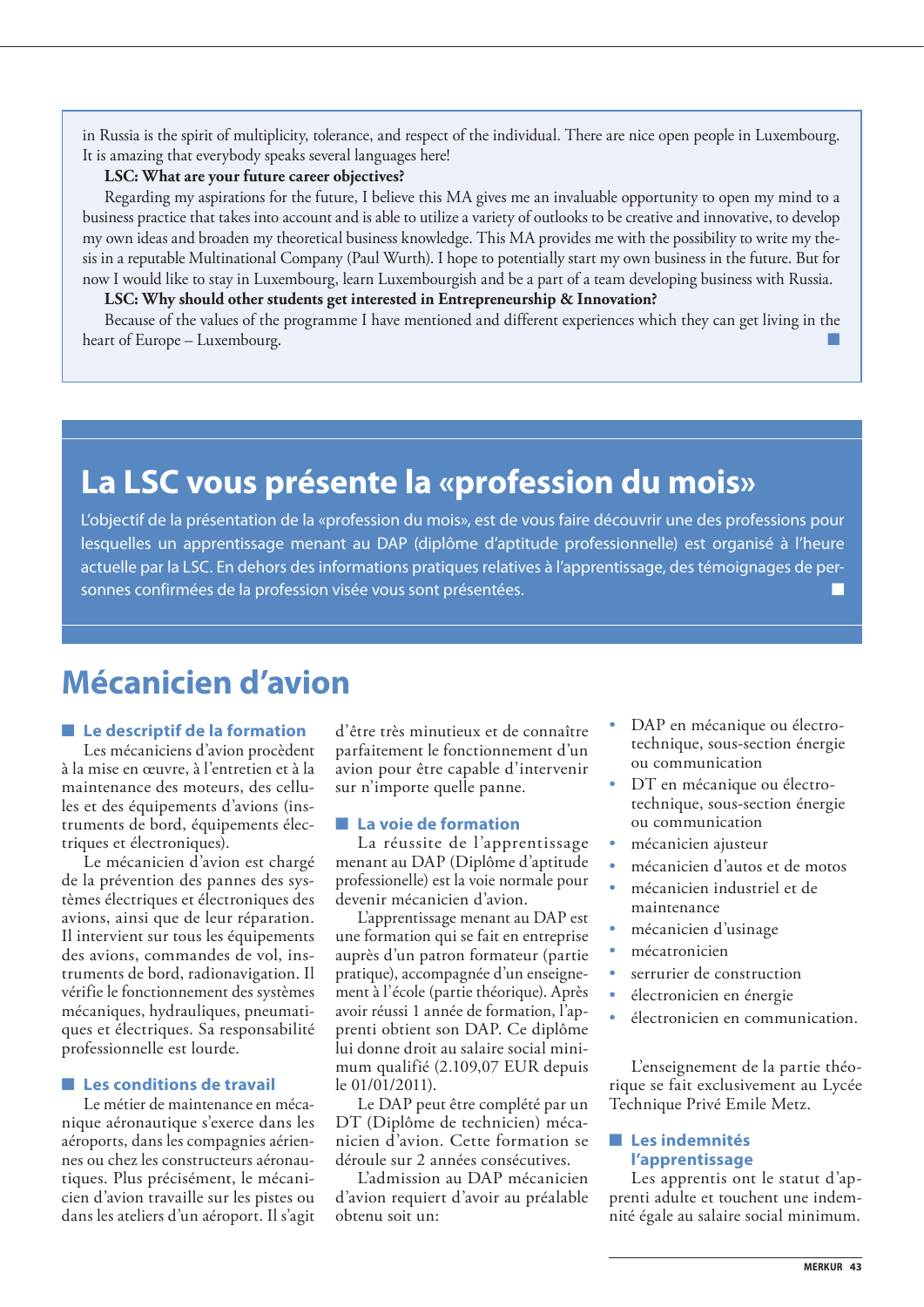in Russia is the spirit of multiplicity, tolerance, and respect of the individual. There are nice open people in Luxembourg. It is amazing that everybody speaks several languages here!

**LSC: What are your future career objectives?**

Regarding my aspirations for the future, I believe this MA gives me an invaluable opportunity to open my mind to a business practice that takes into account and is able to utilize a variety of outlooks to be creative and innovative, to develop my own ideas and broaden my theoretical business knowledge. This MA provides me with the possibility to write my thesis in a reputable Multinational Company (Paul Wurth). I hope to potentially start my own business in the future. But for now I would like to stay in Luxembourg, learn Luxembourgish and be a part of a team developing business with Russia.

**LSC: Why should other students get interested in Entrepreneurship & Innovation?**

Because of the values of the programme I have mentioned and different experiences which they can get living in the heart of Europe – Luxembourg.

# La LSC vous présente la «profession du mois»

L'objectif de la présentation de la «profession du mois», est de vous faire découvrir une des professions pour lesquelles un apprentissage menant au DAP (diplôme d'aptitude professionnelle) est organisé à l'heure actuelle par la LSC. En dehors des informations pratiques relatives à l'apprentissage, des témoignages de personnes confirmées de la profession visée vous sont présentées.

# Mécanicien d'avion

## Le descriptif de la formation

Les mécaniciens d'avion procèdent à la mise en œuvre, à l'entretien et à la maintenance des moteurs, des cellules et des équipements d'avions (instruments de bord, équipements électriques et électroniques).

Le mécanicien d'avion est chargé de la prévention des pannes des systèmes électriques et électroniques des avions, ainsi que de leur réparation. Il intervient sur tous les équipements des avions, commandes de vol, instruments de bord, radionavigation. Il vérifie le fonctionnement des systèmes mécaniques, hydrauliques, pneumatiques et électriques. Sa responsabilité professionnelle est lourde.

## Les conditions de travail

Le métier de maintenance en mécanique aéronautique s'exerce dans les aéroports, dans les compagnies aériennes ou chez les constructeurs aéronautiques. Plus précisément, le mécanicien d'avion travaille sur les pistes ou dans les ateliers d'un aéroport. Il s'agit d'être très minutieux et de connaître parfaitement le fonctionnement d'un avion pour être capable d'intervenir sur n'importe quelle panne.

## La voie de formation

La réussite de l'apprentissage menant au DAP (Diplôme d'aptitude professionnelle) est la voie normale pour devenir mécanicien d'avion.

L'apprentissage menant au DAP est une formation qui se fait en entreprise auprès d'un patron formateur (partie pratique), accompagnée d'un enseignement à l'école (partie théorique). Après avoir réussi 1 année de formation, l'apprenti obtient son DAP. Ce diplôme lui donne droit au salaire social minimum qualifié (2.109,07 EUR depuis le 01/01/2011).

Le DAP peut être complété par un DT (Diplôme de technicien) mécanicien d'avion. Cette formation se déroule sur 2 années consécutives.

L'admission au DAP mécanicien d'avion requiert d'avoir au préalable obtenu soit un:

- DAP en mécanique ou électrotechnique, sous-section énergie ou communication
- DT en mécanique ou électrotechnique, sous-section énergie ou communication
- mécanicien ajusteur
- mécanicien d'autos et de motos
- mécanicien industriel et de maintenance
- mécanicien d'usinage
- mécatronicien
- serrurier de construction
- électronicien en énergie
- électronicien en communication.

L'enseignement de la partie théorique se fait exclusivement au Lycée Technique Privé Emile Metz.

## Les indemnités l'apprentissage

Les apprentis ont le statut d'apprenti adulte et touchent une indemnité égale au salaire social minimum.